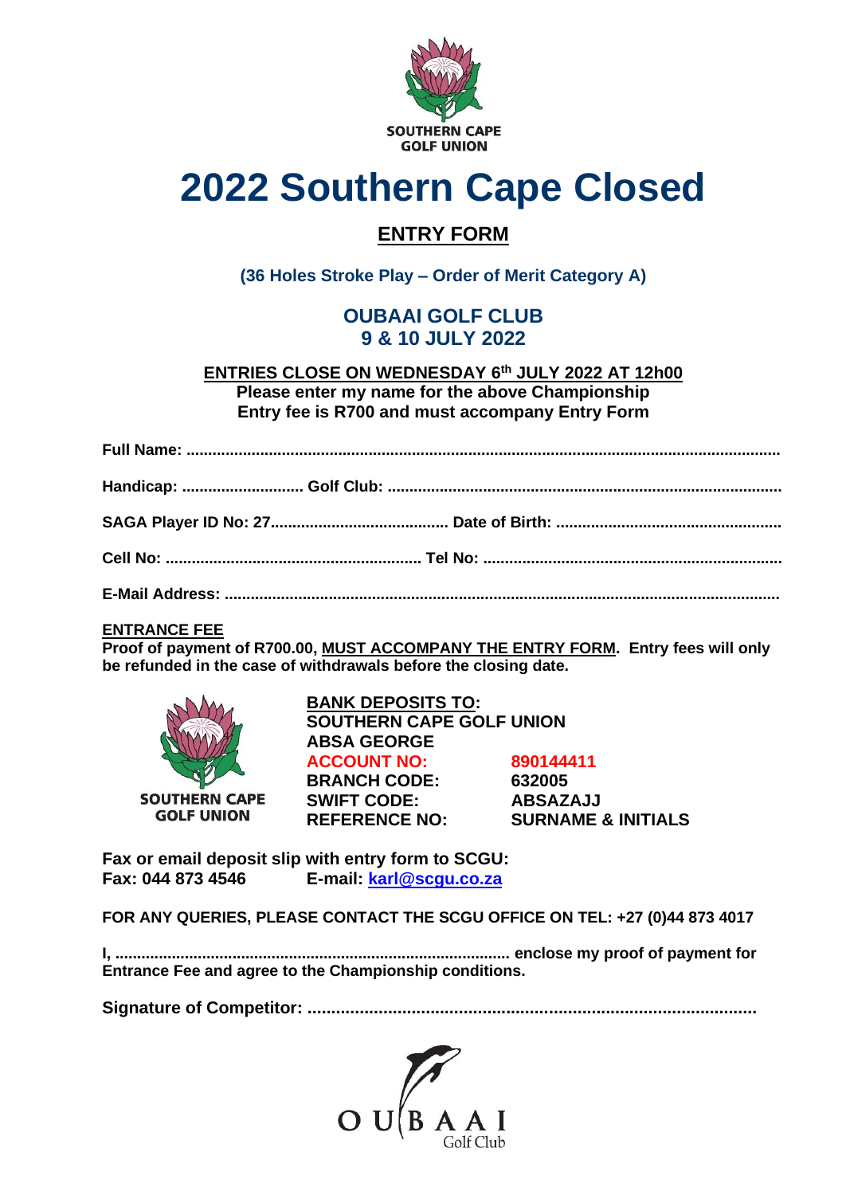SOUTHERN CAPE
GOLF UNION

# 2022 Southern Cape Closed

## ENTRY FORM

**(36 Holes Stroke Play – Order of Merit Category A)**

### OUBAAI GOLF CLUB
### 9 & 10 JULY 2022

**ENTRIES CLOSE ON WEDNESDAY 6th JULY 2022 AT 12h00**
**Please enter my name for the above Championship**
**Entry fee is R700 and must accompany Entry Form**

**Full Name:** ..........................................................................................................................

**Handicap:** ............................ **Golf Club:** ..........................................................................................

**SAGA Player ID No: 27**......................................... **Date of Birth:** ...................................................

**Cell No:** .......................................................... **Tel No:** ...................................................................

**E-Mail Address:** .............................................................................................................................

**ENTRANCE FEE**
**Proof of payment of R700.00, MUST ACCOMPANY THE ENTRY FORM. Entry fees will only be refunded in the case of withdrawals before the closing date.**

SOUTHERN CAPE
GOLF UNION

**BANK DEPOSITS TO:**
**SOUTHERN CAPE GOLF UNION**
**ABSA GEORGE**

| | |
|---|---|
| **ACCOUNT NO:** | **890144411** |
| **BRANCH CODE:** | **632005** |
| **SWIFT CODE:** | **ABSAZAJJ** |
| **REFERENCE NO:** | **SURNAME & INITIALS** |

**Fax or email deposit slip with entry form to SCGU:**
**Fax: 044 873 4546** **E-mail: karl@scgu.co.za**

**FOR ANY QUERIES, PLEASE CONTACT THE SCGU OFFICE ON TEL: +27 (0)44 873 4017**

**I,** .......................................................................................... **enclose my proof of payment for Entrance Fee and agree to the Championship conditions.**

**Signature of Competitor:** ...............................................................................................

OUBAAI
Golf Club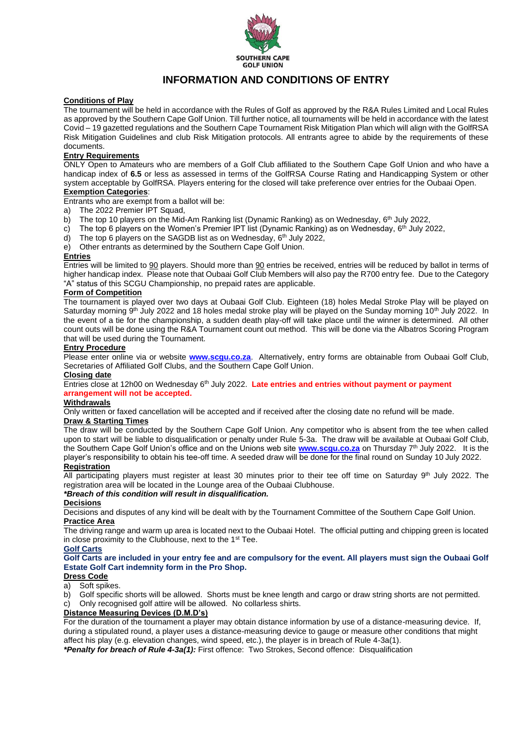SOUTHERN CAPE GOLF UNION

# INFORMATION AND CONDITIONS OF ENTRY

**Conditions of Play**

The tournament will be held in accordance with the Rules of Golf as approved by the R&A Rules Limited and Local Rules as approved by the Southern Cape Golf Union. Till further notice, all tournaments will be held in accordance with the latest Covid – 19 gazetted regulations and the Southern Cape Tournament Risk Mitigation Plan which will align with the GolfRSA Risk Mitigation Guidelines and club Risk Mitigation protocols. All entrants agree to abide by the requirements of these documents.

**Entry Requirements**

ONLY Open to Amateurs who are members of a Golf Club affiliated to the Southern Cape Golf Union and who have a handicap index of **6.5** or less as assessed in terms of the GolfRSA Course Rating and Handicapping System or other system acceptable by GolfRSA. Players entering for the closed will take preference over entries for the Oubaai Open.

**Exemption Categories**:

Entrants who are exempt from a ballot will be:

a) The 2022 Premier IPT Squad,
b) The top 10 players on the Mid-Am Ranking list (Dynamic Ranking) as on Wednesday, 6th July 2022,
c) The top 6 players on the Women's Premier IPT list (Dynamic Ranking) as on Wednesday, 6th July 2022,
d) The top 6 players on the SAGDB list as on Wednesday, 6th July 2022,
e) Other entrants as determined by the Southern Cape Golf Union.

**Entries**

Entries will be limited to 90 players. Should more than 90 entries be received, entries will be reduced by ballot in terms of higher handicap index. Please note that Oubaai Golf Club Members will also pay the R700 entry fee. Due to the Category "A" status of this SCGU Championship, no prepaid rates are applicable.

**Form of Competition**

The tournament is played over two days at Oubaai Golf Club. Eighteen (18) holes Medal Stroke Play will be played on Saturday morning 9th July 2022 and 18 holes medal stroke play will be played on the Sunday morning 10th July 2022. In the event of a tie for the championship, a sudden death play-off will take place until the winner is determined. All other count outs will be done using the R&A Tournament count out method. This will be done via the Albatros Scoring Program that will be used during the Tournament.

**Entry Procedure**

Please enter online via or website **www.scgu.co.za**. Alternatively, entry forms are obtainable from Oubaai Golf Club, Secretaries of Affiliated Golf Clubs, and the Southern Cape Golf Union.

**Closing date**

Entries close at 12h00 on Wednesday 6th July 2022. **Late entries and entries without payment or payment arrangement will not be accepted.**

**Withdrawals**

Only written or faxed cancellation will be accepted and if received after the closing date no refund will be made.

**Draw & Starting Times**

The draw will be conducted by the Southern Cape Golf Union. Any competitor who is absent from the tee when called upon to start will be liable to disqualification or penalty under Rule 5-3a. The draw will be available at Oubaai Golf Club, the Southern Cape Golf Union's office and on the Unions web site **www.scgu.co.za** on Thursday 7th July 2022. It is the player's responsibility to obtain his tee-off time. A seeded draw will be done for the final round on Sunday 10 July 2022.

**Registration**

All participating players must register at least 30 minutes prior to their tee off time on Saturday 9th July 2022. The registration area will be located in the Lounge area of the Oubaai Clubhouse.

***Breach of this condition will result in disqualification.***

**Decisions**

Decisions and disputes of any kind will be dealt with by the Tournament Committee of the Southern Cape Golf Union.

**Practice Area**

The driving range and warm up area is located next to the Oubaai Hotel. The official putting and chipping green is located in close proximity to the Clubhouse, next to the 1st Tee.

**Golf Carts**

**Golf Carts are included in your entry fee and are compulsory for the event. All players must sign the Oubaai Golf Estate Golf Cart indemnity form in the Pro Shop.**

**Dress Code**

a) Soft spikes.
b) Golf specific shorts will be allowed. Shorts must be knee length and cargo or draw string shorts are not permitted.
c) Only recognised golf attire will be allowed. No collarless shirts.

**Distance Measuring Devices (D.M.D's)**

For the duration of the tournament a player may obtain distance information by use of a distance-measuring device. If, during a stipulated round, a player uses a distance-measuring device to gauge or measure other conditions that might affect his play (e.g. elevation changes, wind speed, etc.), the player is in breach of Rule 4-3a(1).

***Penalty for breach of Rule 4-3a(1):*** First offence: Two Strokes, Second offence: Disqualification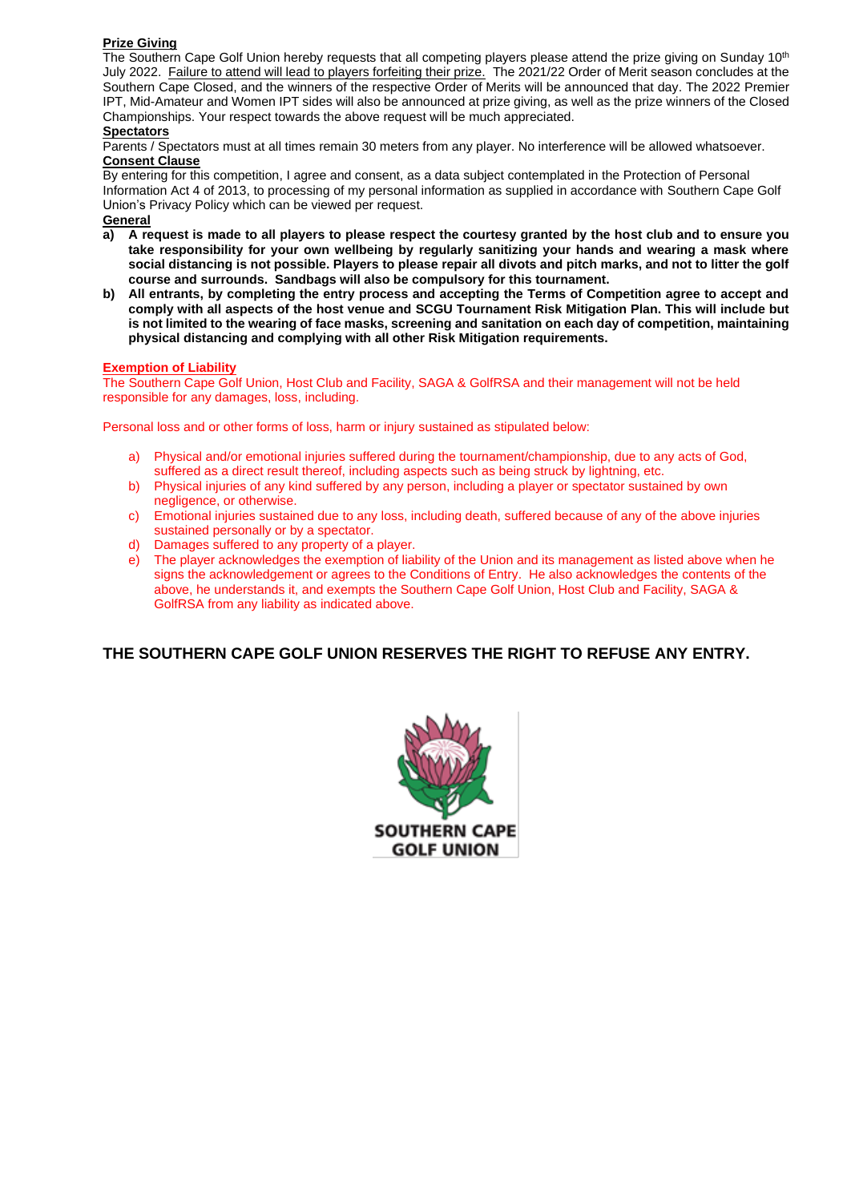**Prize Giving**

The Southern Cape Golf Union hereby requests that all competing players please attend the prize giving on Sunday 10th July 2022. Failure to attend will lead to players forfeiting their prize. The 2021/22 Order of Merit season concludes at the Southern Cape Closed, and the winners of the respective Order of Merits will be announced that day. The 2022 Premier IPT, Mid-Amateur and Women IPT sides will also be announced at prize giving, as well as the prize winners of the Closed Championships. Your respect towards the above request will be much appreciated.

**Spectators**

Parents / Spectators must at all times remain 30 meters from any player. No interference will be allowed whatsoever.

**Consent Clause**

By entering for this competition, I agree and consent, as a data subject contemplated in the Protection of Personal Information Act 4 of 2013, to processing of my personal information as supplied in accordance with Southern Cape Golf Union's Privacy Policy which can be viewed per request.

**General**

**a) A request is made to all players to please respect the courtesy granted by the host club and to ensure you take responsibility for your own wellbeing by regularly sanitizing your hands and wearing a mask where social distancing is not possible. Players to please repair all divots and pitch marks, and not to litter the golf course and surrounds. Sandbags will also be compulsory for this tournament.**

**b) All entrants, by completing the entry process and accepting the Terms of Competition agree to accept and comply with all aspects of the host venue and SCGU Tournament Risk Mitigation Plan. This will include but is not limited to the wearing of face masks, screening and sanitation on each day of competition, maintaining physical distancing and complying with all other Risk Mitigation requirements.**

**Exemption of Liability**

The Southern Cape Golf Union, Host Club and Facility, SAGA & GolfRSA and their management will not be held responsible for any damages, loss, including.

Personal loss and or other forms of loss, harm or injury sustained as stipulated below:

a) Physical and/or emotional injuries suffered during the tournament/championship, due to any acts of God, suffered as a direct result thereof, including aspects such as being struck by lightning, etc.
b) Physical injuries of any kind suffered by any person, including a player or spectator sustained by own negligence, or otherwise.
c) Emotional injuries sustained due to any loss, including death, suffered because of any of the above injuries sustained personally or by a spectator.
d) Damages suffered to any property of a player.
e) The player acknowledges the exemption of liability of the Union and its management as listed above when he signs the acknowledgement or agrees to the Conditions of Entry. He also acknowledges the contents of the above, he understands it, and exempts the Southern Cape Golf Union, Host Club and Facility, SAGA & GolfRSA from any liability as indicated above.

## THE SOUTHERN CAPE GOLF UNION RESERVES THE RIGHT TO REFUSE ANY ENTRY.

SOUTHERN CAPE GOLF UNION